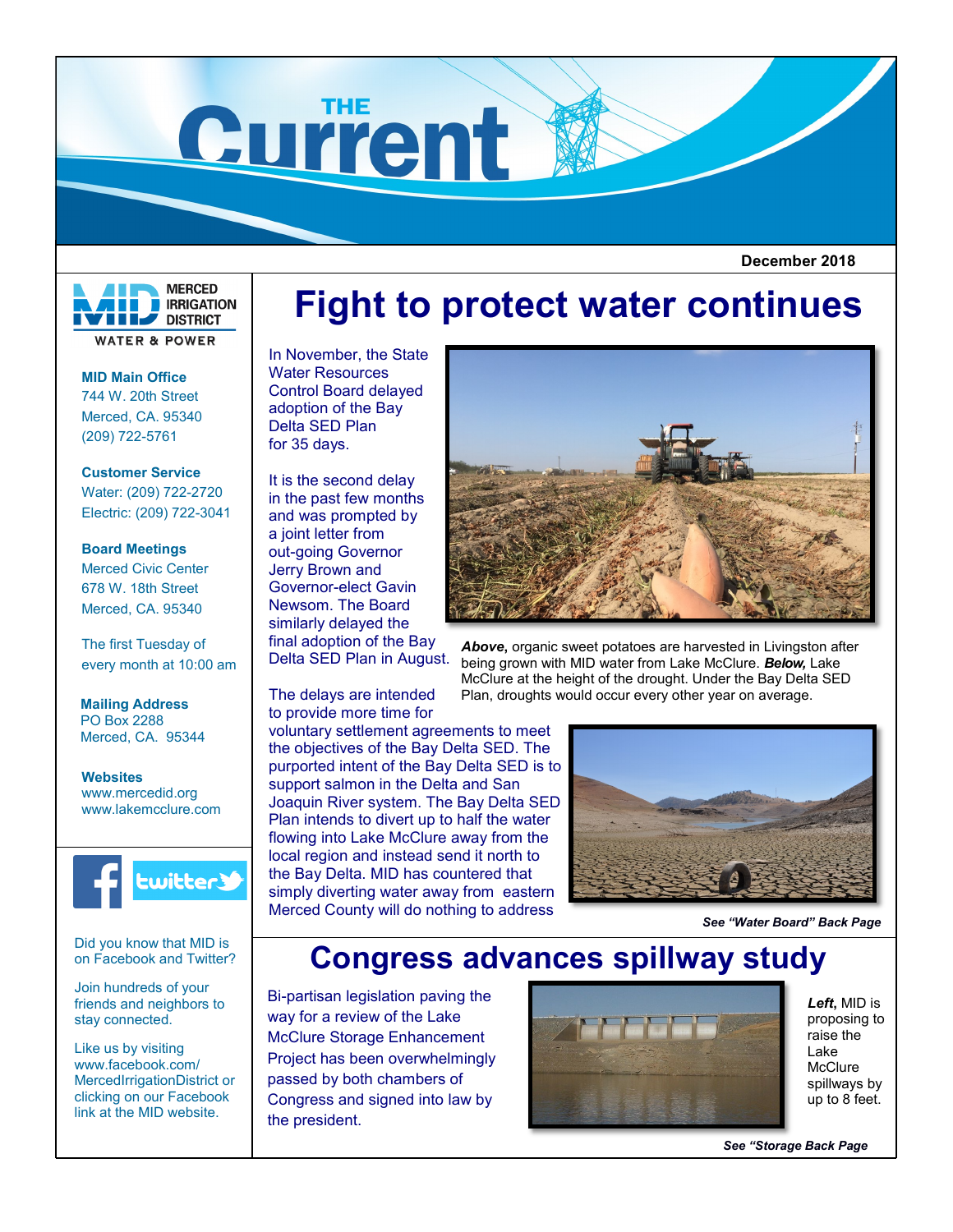# THE Current

**December 2018**

MERCED IRRIGATION DISTRICT
WATER & POWER

**MID Main Office**
744 W. 20th Street
Merced, CA. 95340
(209) 722-5761

**Customer Service**
Water: (209) 722-2720
Electric: (209) 722-3041

**Board Meetings**
Merced Civic Center
678 W. 18th Street
Merced, CA. 95340

The first Tuesday of every month at 10:00 am

**Mailing Address**
PO Box 2288
Merced, CA. 95344

**Websites**
www.mercedid.org
www.lakemcclure.com

Did you know that MID is on Facebook and Twitter?

Join hundreds of your friends and neighbors to stay connected.

Like us by visiting www.facebook.com/MercedIrrigationDistrict or clicking on our Facebook link at the MID website.

## Fight to protect water continues

In November, the State Water Resources Control Board delayed adoption of the Bay Delta SED Plan for 35 days.

It is the second delay in the past few months and was prompted by a joint letter from out-going Governor Jerry Brown and Governor-elect Gavin Newsom. The Board similarly delayed the final adoption of the Bay Delta SED Plan in August.

The delays are intended to provide more time for voluntary settlement agreements to meet the objectives of the Bay Delta SED. The purported intent of the Bay Delta SED is to support salmon in the Delta and San Joaquin River system. The Bay Delta SED Plan intends to divert up to half the water flowing into Lake McClure away from the local region and instead send it north to the Bay Delta. MID has countered that simply diverting water away from eastern Merced County will do nothing to address

***Above*****,** organic sweet potatoes are harvested in Livingston after being grown with MID water from Lake McClure. ***Below,*** Lake McClure at the height of the drought. Under the Bay Delta SED Plan, droughts would occur every other year on average.

***See "Water Board" Back Page***

## Congress advances spillway study

Bi-partisan legislation paving the way for a review of the Lake McClure Storage Enhancement Project has been overwhelmingly passed by both chambers of Congress and signed into law by the president.

***Left*****,** MID is proposing to raise the Lake McClure spillways by up to 8 feet.

***See "Storage Back Page***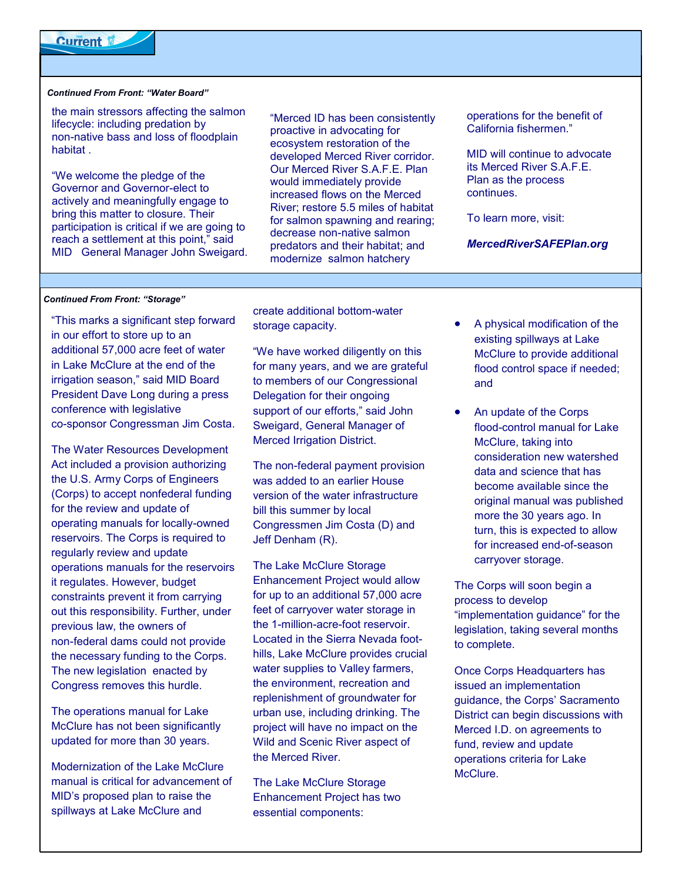*Continued From Front: "Water Board"*

the main stressors affecting the salmon lifecycle: including predation by non-native bass and loss of floodplain habitat .

"We welcome the pledge of the Governor and Governor-elect to actively and meaningfully engage to bring this matter to closure. Their participation is critical if we are going to reach a settlement at this point," said MID General Manager John Sweigard.

"Merced ID has been consistently proactive in advocating for ecosystem restoration of the developed Merced River corridor. Our Merced River S.A.F.E. Plan would immediately provide increased flows on the Merced River; restore 5.5 miles of habitat for salmon spawning and rearing; decrease non-native salmon predators and their habitat; and modernize salmon hatchery operations for the benefit of California fishermen."

MID will continue to advocate its Merced River S.A.F.E. Plan as the process continues.

To learn more, visit:

***MercedRiverSAFEPlan.org***

*Continued From Front: "Storage"*

"This marks a significant step forward in our effort to store up to an additional 57,000 acre feet of water in Lake McClure at the end of the irrigation season," said MID Board President Dave Long during a press conference with legislative co-sponsor Congressman Jim Costa.

The Water Resources Development Act included a provision authorizing the U.S. Army Corps of Engineers (Corps) to accept nonfederal funding for the review and update of operating manuals for locally-owned reservoirs. The Corps is required to regularly review and update operations manuals for the reservoirs it regulates. However, budget constraints prevent it from carrying out this responsibility. Further, under previous law, the owners of non-federal dams could not provide the necessary funding to the Corps. The new legislation enacted by Congress removes this hurdle.

The operations manual for Lake McClure has not been significantly updated for more than 30 years.

Modernization of the Lake McClure manual is critical for advancement of MID's proposed plan to raise the spillways at Lake McClure and create additional bottom-water storage capacity.

"We have worked diligently on this for many years, and we are grateful to members of our Congressional Delegation for their ongoing support of our efforts," said John Sweigard, General Manager of Merced Irrigation District.

The non-federal payment provision was added to an earlier House version of the water infrastructure bill this summer by local Congressmen Jim Costa (D) and Jeff Denham (R).

The Lake McClure Storage Enhancement Project would allow for up to an additional 57,000 acre feet of carryover water storage in the 1-million-acre-foot reservoir. Located in the Sierra Nevada foot-hills, Lake McClure provides crucial water supplies to Valley farmers, the environment, recreation and replenishment of groundwater for urban use, including drinking. The project will have no impact on the Wild and Scenic River aspect of the Merced River.

The Lake McClure Storage Enhancement Project has two essential components:

- A physical modification of the existing spillways at Lake McClure to provide additional flood control space if needed; and
- An update of the Corps flood-control manual for Lake McClure, taking into consideration new watershed data and science that has become available since the original manual was published more the 30 years ago. In turn, this is expected to allow for increased end-of-season carryover storage.

The Corps will soon begin a process to develop "implementation guidance" for the legislation, taking several months to complete.

Once Corps Headquarters has issued an implementation guidance, the Corps' Sacramento District can begin discussions with Merced I.D. on agreements to fund, review and update operations criteria for Lake McClure.